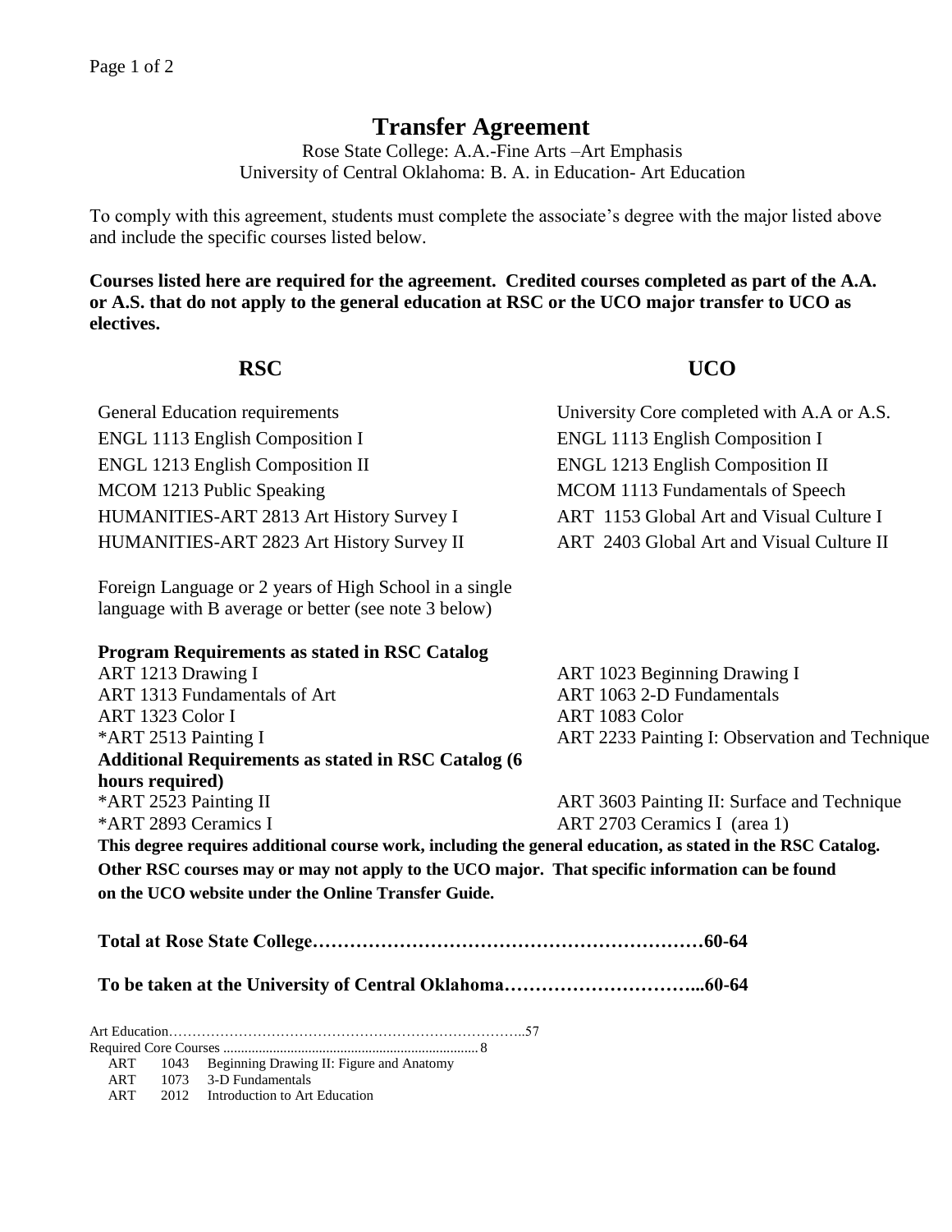# Transfer Agreement

Rose State College: A.A.-Fine Arts –Art Emphasis
University of Central Oklahoma: B. A. in Education- Art Education

To comply with this agreement, students must complete the associate's degree with the major listed above and include the specific courses listed below.

**Courses listed here are required for the agreement. Credited courses completed as part of the A.A. or A.S. that do not apply to the general education at RSC or the UCO major transfer to UCO as electives.**

| RSC | UCO |
|---|---|
| General Education requirements | University Core completed with A.A or A.S. |
| ENGL 1113 English Composition I | ENGL 1113 English Composition I |
| ENGL 1213 English Composition II | ENGL 1213 English Composition II |
| MCOM 1213 Public Speaking | MCOM 1113 Fundamentals of Speech |
| HUMANITIES-ART 2813 Art History Survey I | ART 1153 Global Art and Visual Culture I |
| HUMANITIES-ART 2823 Art History Survey II | ART 2403 Global Art and Visual Culture II |
| Foreign Language or 2 years of High School in a single language with B average or better (see note 3 below) | |
| **Program Requirements as stated in RSC Catalog** | |
| ART 1213 Drawing I | ART 1023 Beginning Drawing I |
| ART 1313 Fundamentals of Art | ART 1063 2-D Fundamentals |
| ART 1323 Color I | ART 1083 Color |
| *ART 2513 Painting I | ART 2233 Painting I: Observation and Technique |
| **Additional Requirements as stated in RSC Catalog (6 hours required)** | |
| *ART 2523 Painting II | ART 3603 Painting II: Surface and Technique |
| *ART 2893 Ceramics I | ART 2703 Ceramics I (area 1) |

**This degree requires additional course work, including the general education, as stated in the RSC Catalog. Other RSC courses may or may not apply to the UCO major. That specific information can be found on the UCO website under the Online Transfer Guide.**

**Total at Rose State College……………………………………………………60-64**

**To be taken at the University of Central Oklahoma…………………………...60-64**

Art Education…………………………………………………………………..57

Required Core Courses ........................................................................ 8

- ART 1043 Beginning Drawing II: Figure and Anatomy
- ART 1073 3-D Fundamentals
- ART 2012 Introduction to Art Education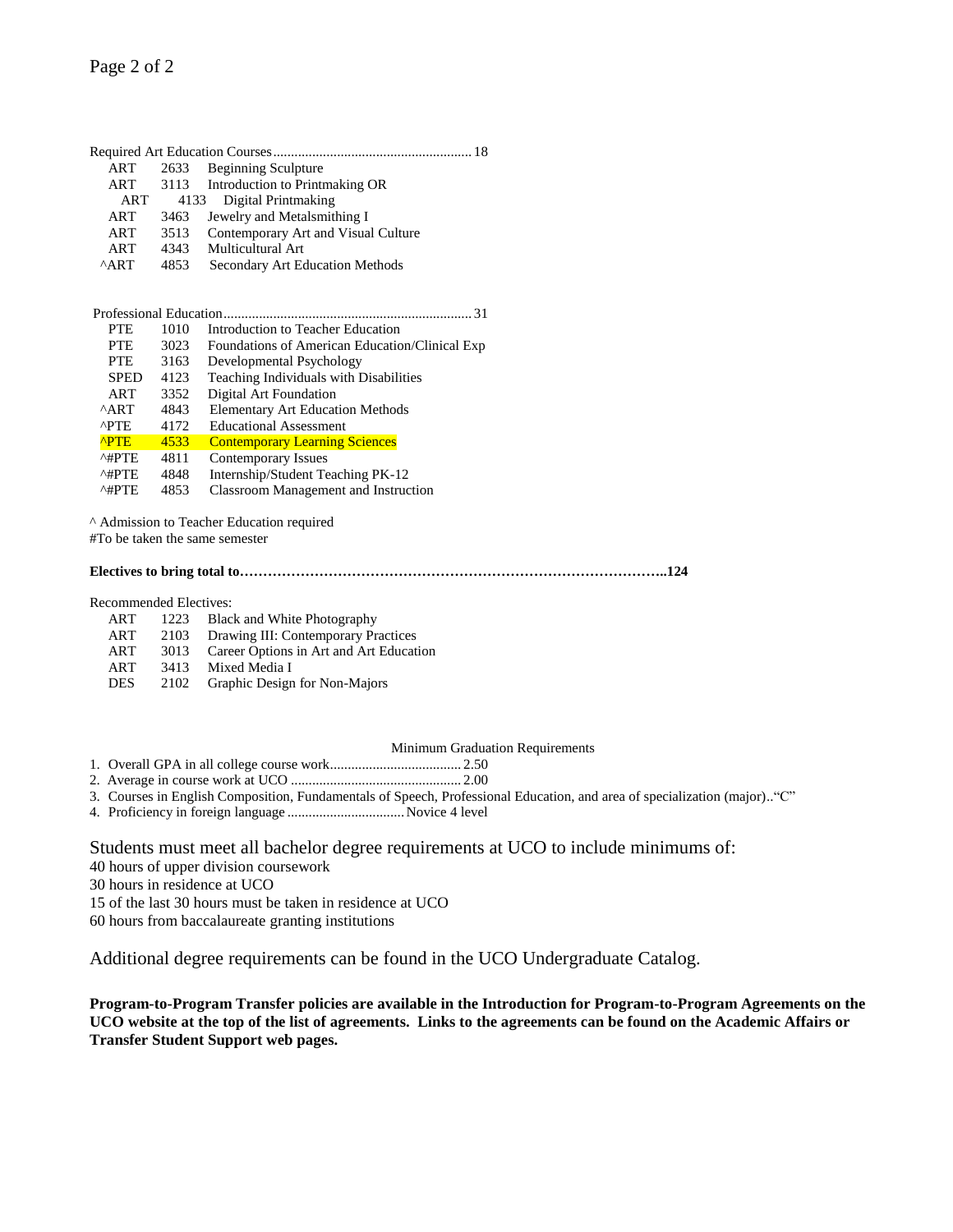Required Art Education Courses........................................................ 18

| | | |
|---|---|---|
| ART | 2633 | Beginning Sculpture |
| ART | 3113 | Introduction to Printmaking OR |
| ART | 4133 | Digital Printmaking |
| ART | 3463 | Jewelry and Metalsmithing I |
| ART | 3513 | Contemporary Art and Visual Culture |
| ART | 4343 | Multicultural Art |
| ^ART | 4853 | Secondary Art Education Methods |

Professional Education...................................................................... 31

| | | |
|---|---|---|
| PTE | 1010 | Introduction to Teacher Education |
| PTE | 3023 | Foundations of American Education/Clinical Exp |
| PTE | 3163 | Developmental Psychology |
| SPED | 4123 | Teaching Individuals with Disabilities |
| ART | 3352 | Digital Art Foundation |
| ^ART | 4843 | Elementary Art Education Methods |
| ^PTE | 4172 | Educational Assessment |
| ^PTE | 4533 | Contemporary Learning Sciences |
| ^#PTE | 4811 | Contemporary Issues |
| ^#PTE | 4848 | Internship/Student Teaching PK-12 |
| ^#PTE | 4853 | Classroom Management and Instruction |

^ Admission to Teacher Education required
#To be taken the same semester

**Electives to bring total to…………………………………………………………………………………..124**

Recommended Electives:

| | | |
|---|---|---|
| ART | 1223 | Black and White Photography |
| ART | 2103 | Drawing III: Contemporary Practices |
| ART | 3013 | Career Options in Art and Art Education |
| ART | 3413 | Mixed Media I |
| DES | 2102 | Graphic Design for Non-Majors |

Minimum Graduation Requirements

1. Overall GPA in all college course work..................................... 2.50
2. Average in course work at UCO ................................................ 2.00
3. Courses in English Composition, Fundamentals of Speech, Professional Education, and area of specialization (major)..“C”
4. Proficiency in foreign language ................................. Novice 4 level

Students must meet all bachelor degree requirements at UCO to include minimums of:
40 hours of upper division coursework
30 hours in residence at UCO
15 of the last 30 hours must be taken in residence at UCO
60 hours from baccalaureate granting institutions

Additional degree requirements can be found in the UCO Undergraduate Catalog.

**Program-to-Program Transfer policies are available in the Introduction for Program-to-Program Agreements on the UCO website at the top of the list of agreements. Links to the agreements can be found on the Academic Affairs or Transfer Student Support web pages.**